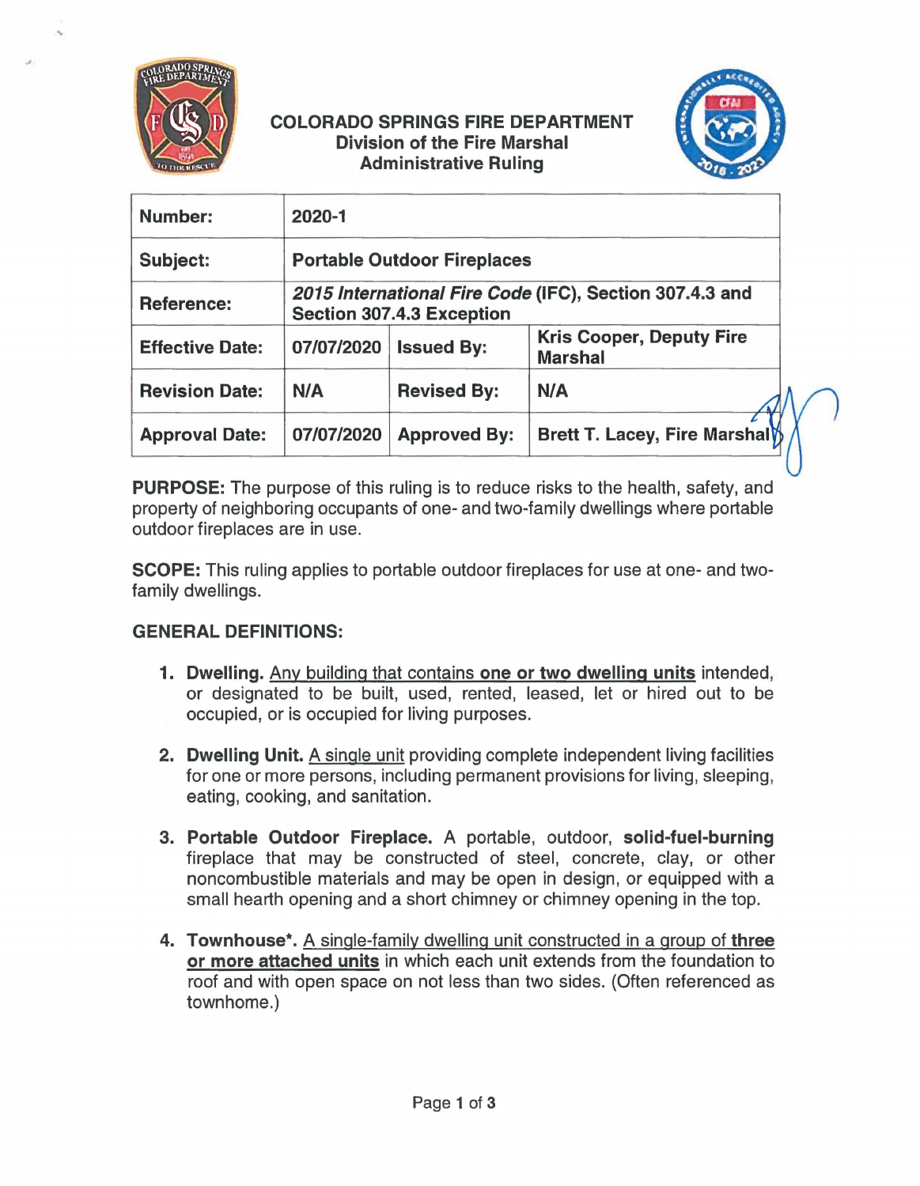# COLORADO SPRINGS FIRE DEPARTMENT
## Division of the Fire Marshal
## Administrative Ruling

| | | | |
|---|---|---|---|
| **Number:** | **2020-1** | | |
| **Subject:** | **Portable Outdoor Fireplaces** | | |
| **Reference:** | ***2015 International Fire Code* (IFC), Section 307.4.3 and Section 307.4.3 Exception** | | |
| **Effective Date:** | **07/07/2020** | **Issued By:** | **Kris Cooper, Deputy Fire Marshal** |
| **Revision Date:** | **N/A** | **Revised By:** | **N/A** |
| **Approval Date:** | **07/07/2020** | **Approved By:** | **Brett T. Lacey, Fire Marshal** |

**PURPOSE:** The purpose of this ruling is to reduce risks to the health, safety, and property of neighboring occupants of one- and two-family dwellings where portable outdoor fireplaces are in use.

**SCOPE:** This ruling applies to portable outdoor fireplaces for use at one- and two-family dwellings.

**GENERAL DEFINITIONS:**

1. **Dwelling.** Any building that contains **one or two dwelling units** intended, or designated to be built, used, rented, leased, let or hired out to be occupied, or is occupied for living purposes.

2. **Dwelling Unit.** A single unit providing complete independent living facilities for one or more persons, including permanent provisions for living, sleeping, eating, cooking, and sanitation.

3. **Portable Outdoor Fireplace.** A portable, outdoor, **solid-fuel-burning** fireplace that may be constructed of steel, concrete, clay, or other noncombustible materials and may be open in design, or equipped with a small hearth opening and a short chimney or chimney opening in the top.

4. **Townhouse\*.** A single-family dwelling unit constructed in a group of **three or more attached units** in which each unit extends from the foundation to roof and with open space on not less than two sides. (Often referenced as townhome.)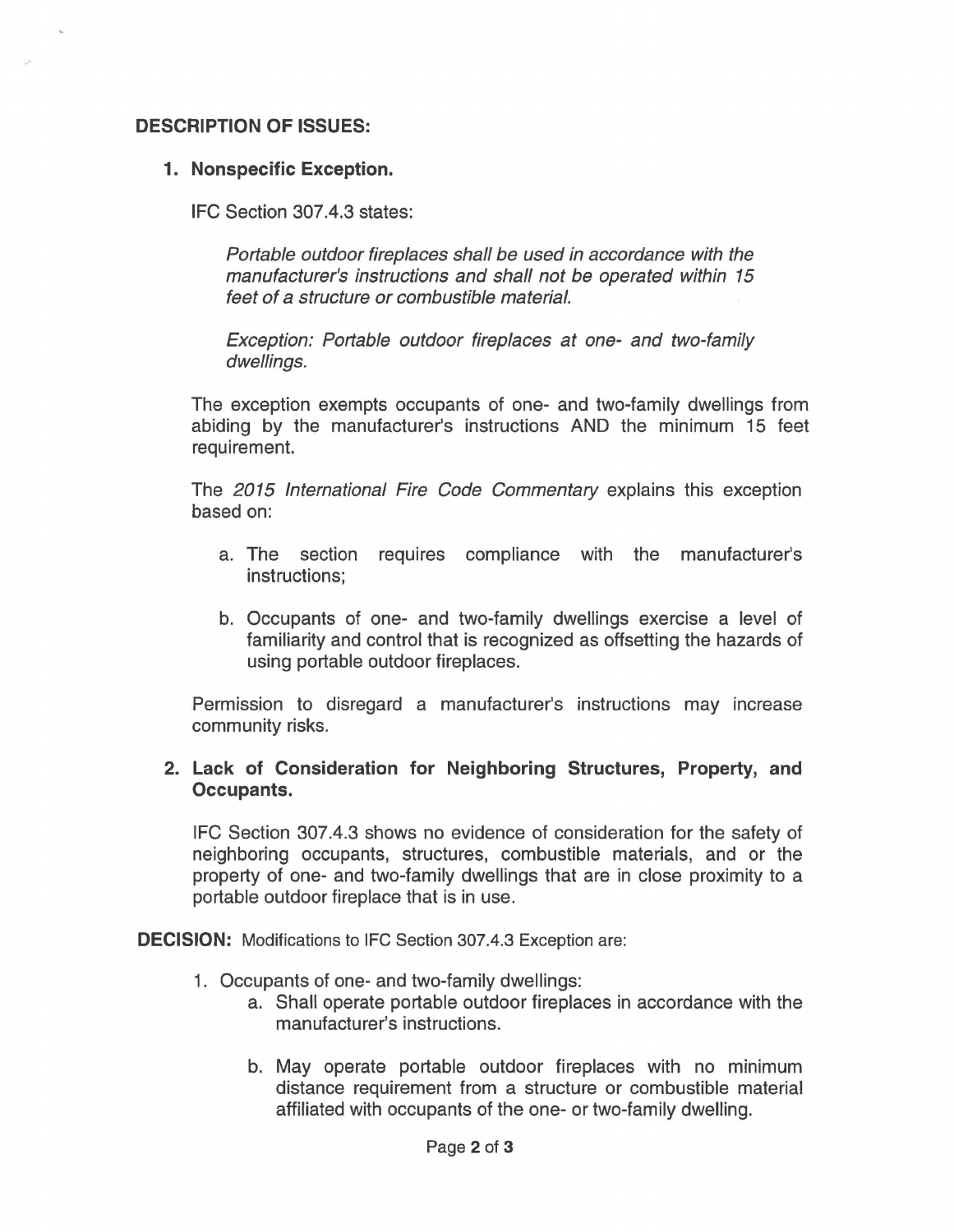**DESCRIPTION OF ISSUES:**

1. **Nonspecific Exception.**

   IFC Section 307.4.3 states:

   > *Portable outdoor fireplaces shall be used in accordance with the manufacturer's instructions and shall not be operated within 15 feet of a structure or combustible material.*
   >
   > *Exception: Portable outdoor fireplaces at one- and two-family dwellings.*

   The exception exempts occupants of one- and two-family dwellings from abiding by the manufacturer's instructions AND the minimum 15 feet requirement.

   The *2015 International Fire Code Commentary* explains this exception based on:

   a. The section requires compliance with the manufacturer's instructions;

   b. Occupants of one- and two-family dwellings exercise a level of familiarity and control that is recognized as offsetting the hazards of using portable outdoor fireplaces.

   Permission to disregard a manufacturer's instructions may increase community risks.

2. **Lack of Consideration for Neighboring Structures, Property, and Occupants.**

   IFC Section 307.4.3 shows no evidence of consideration for the safety of neighboring occupants, structures, combustible materials, and or the property of one- and two-family dwellings that are in close proximity to a portable outdoor fireplace that is in use.

**DECISION:** Modifications to IFC Section 307.4.3 Exception are:

1. Occupants of one- and two-family dwellings:
   a. Shall operate portable outdoor fireplaces in accordance with the manufacturer's instructions.

   b. May operate portable outdoor fireplaces with no minimum distance requirement from a structure or combustible material affiliated with occupants of the one- or two-family dwelling.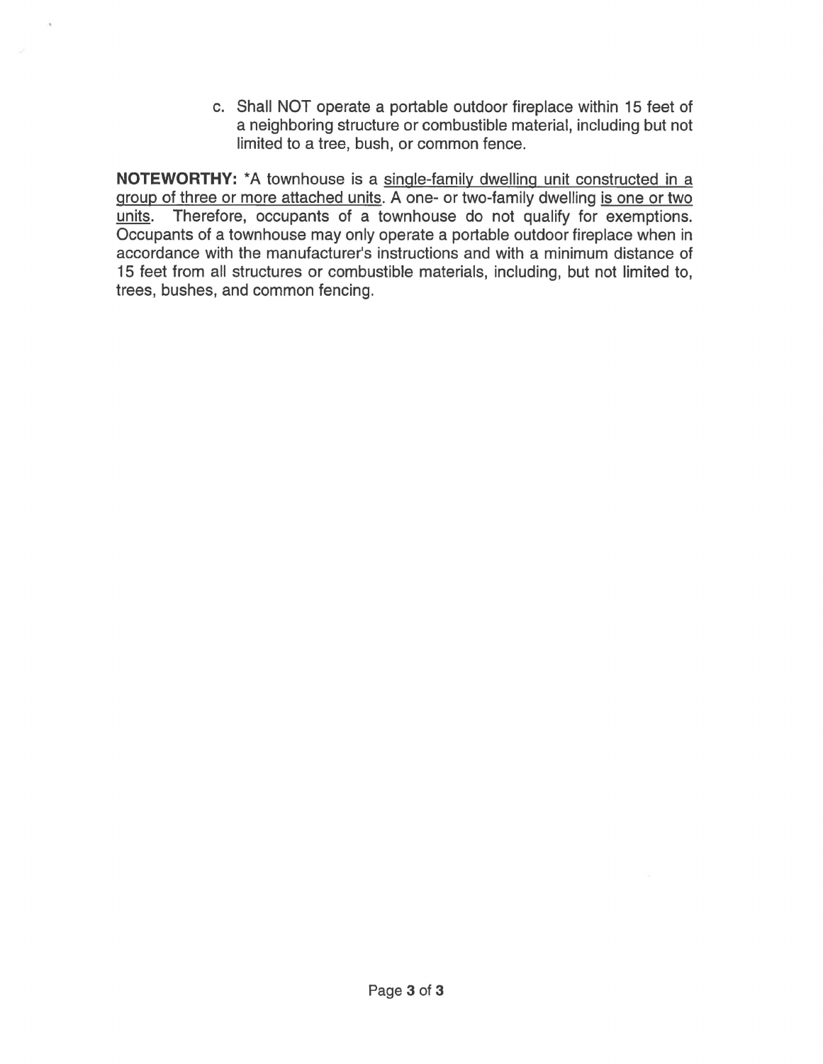c. Shall NOT operate a portable outdoor fireplace within 15 feet of a neighboring structure or combustible material, including but not limited to a tree, bush, or common fence.

**NOTEWORTHY:** *A townhouse is a single-family dwelling unit constructed in a group of three or more attached units. A one- or two-family dwelling is one or two units. Therefore, occupants of a townhouse do not qualify for exemptions. Occupants of a townhouse may only operate a portable outdoor fireplace when in accordance with the manufacturer's instructions and with a minimum distance of 15 feet from all structures or combustible materials, including, but not limited to, trees, bushes, and common fencing.